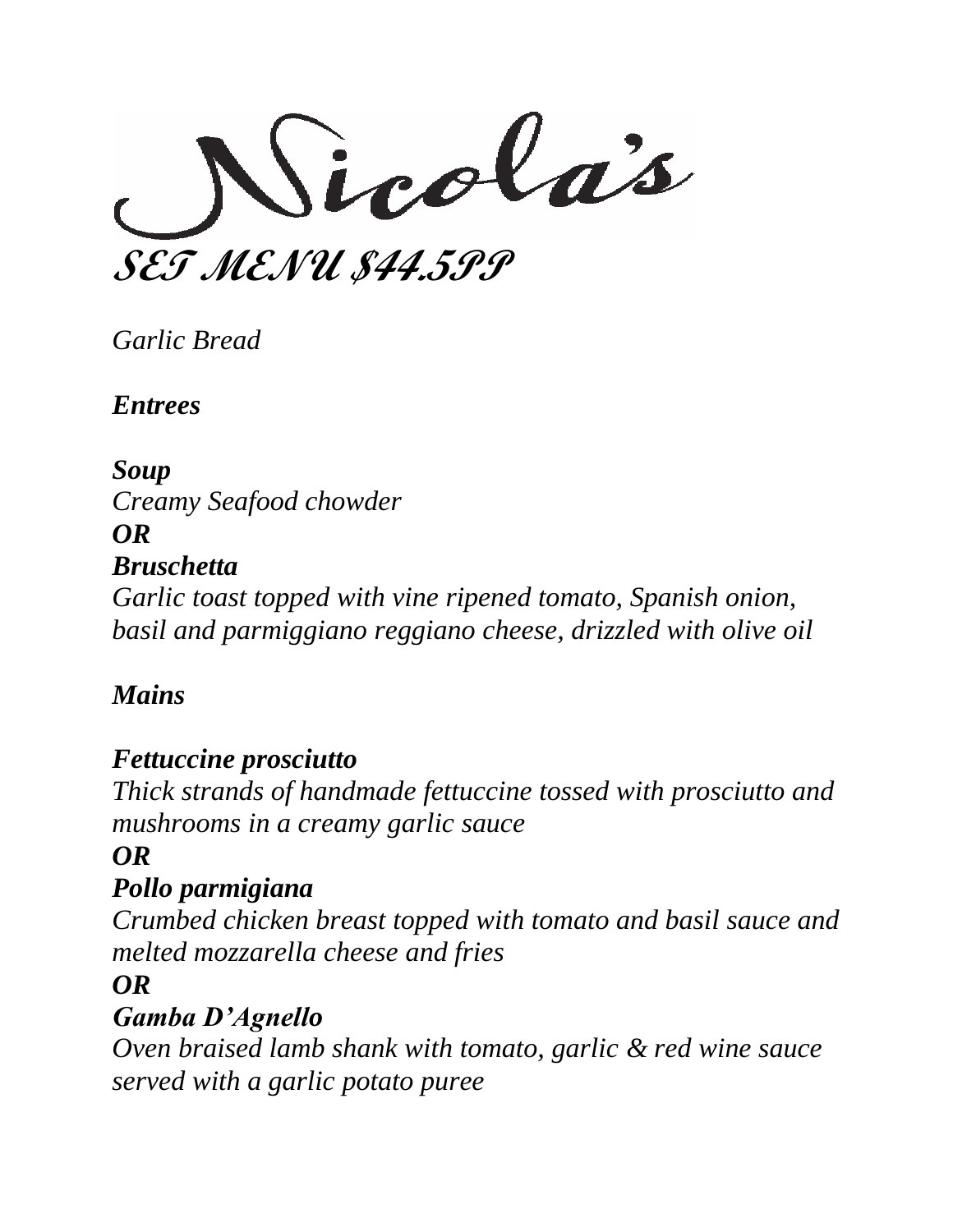# Nicola's

## *SET MENU $44.5PP*

*Garlic Bread*

***Entrees***

***Soup***
*Creamy Seafood chowder*
***OR***
***Bruschetta***
*Garlic toast topped with vine ripened tomato, Spanish onion, basil and parmiggiano reggiano cheese, drizzled with olive oil*

***Mains***

***Fettuccine prosciutto***
*Thick strands of handmade fettuccine tossed with prosciutto and mushrooms in a creamy garlic sauce*
***OR***
***Pollo parmigiana***
*Crumbed chicken breast topped with tomato and basil sauce and melted mozzarella cheese and fries*
***OR***
***Gamba D'Agnello***
*Oven braised lamb shank with tomato, garlic & red wine sauce served with a garlic potato puree*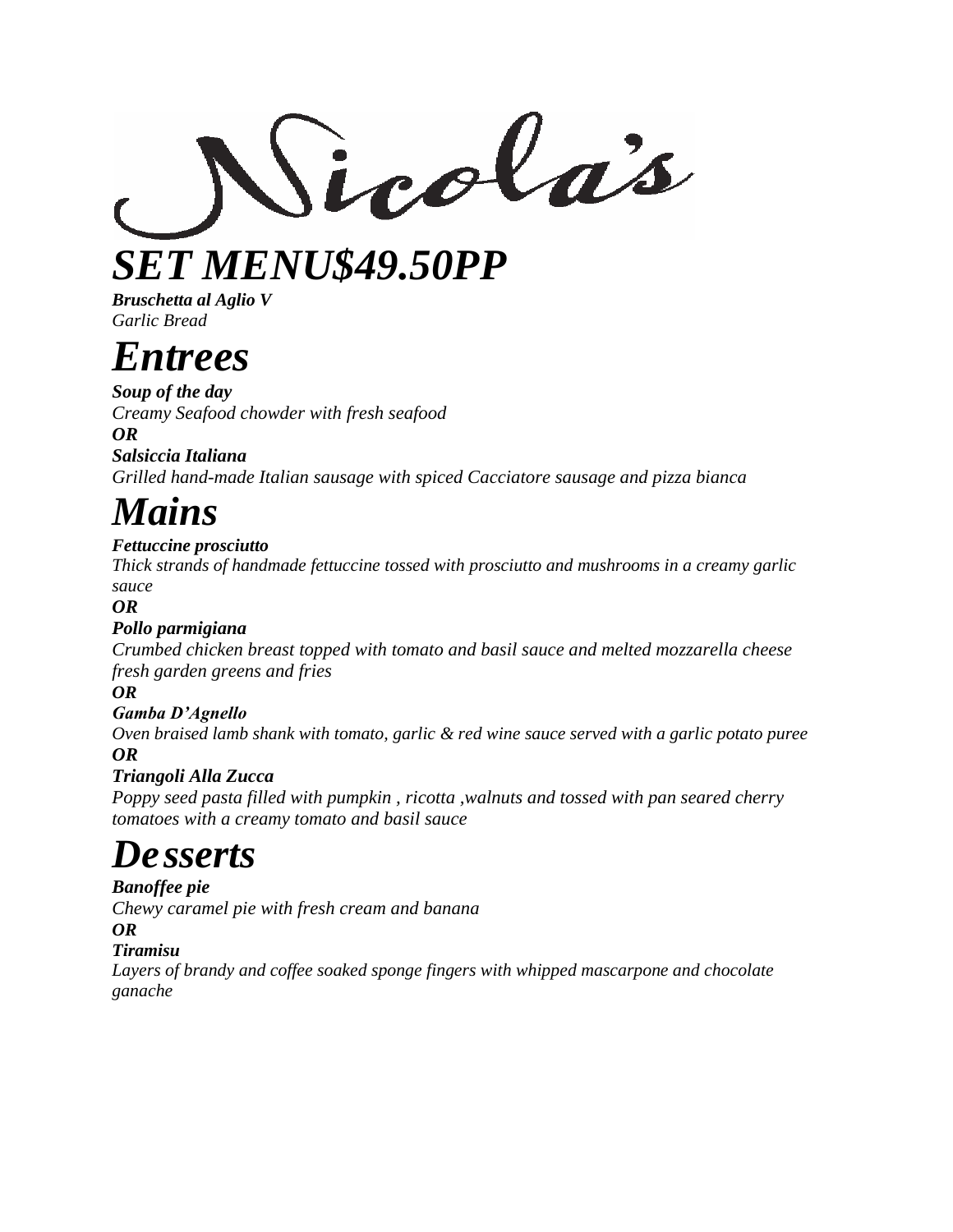# Nicola's

# *SET MENU$49.50PP*

***Bruschetta al Aglio V***
*Garlic Bread*

# *Entrees*

***Soup of the day***
*Creamy Seafood chowder with fresh seafood*
***OR***
***Salsiccia Italiana***
*Grilled hand-made Italian sausage with spiced Cacciatore sausage and pizza bianca*

# *Mains*

***Fettuccine prosciutto***
*Thick strands of handmade fettuccine tossed with prosciutto and mushrooms in a creamy garlic sauce*
***OR***
***Pollo parmigiana***
*Crumbed chicken breast topped with tomato and basil sauce and melted mozzarella cheese fresh garden greens and fries*
***OR***
***Gamba D'Agnello***
*Oven braised lamb shank with tomato, garlic & red wine sauce served with a garlic potato puree*
***OR***
***Triangoli Alla Zucca***
*Poppy seed pasta filled with pumpkin , ricotta ,walnuts and tossed with pan seared cherry tomatoes with a creamy tomato and basil sauce*

# *Desserts*

***Banoffee pie***
*Chewy caramel pie with fresh cream and banana*
***OR***
***Tiramisu***
*Layers of brandy and coffee soaked sponge fingers with whipped mascarpone and chocolate ganache*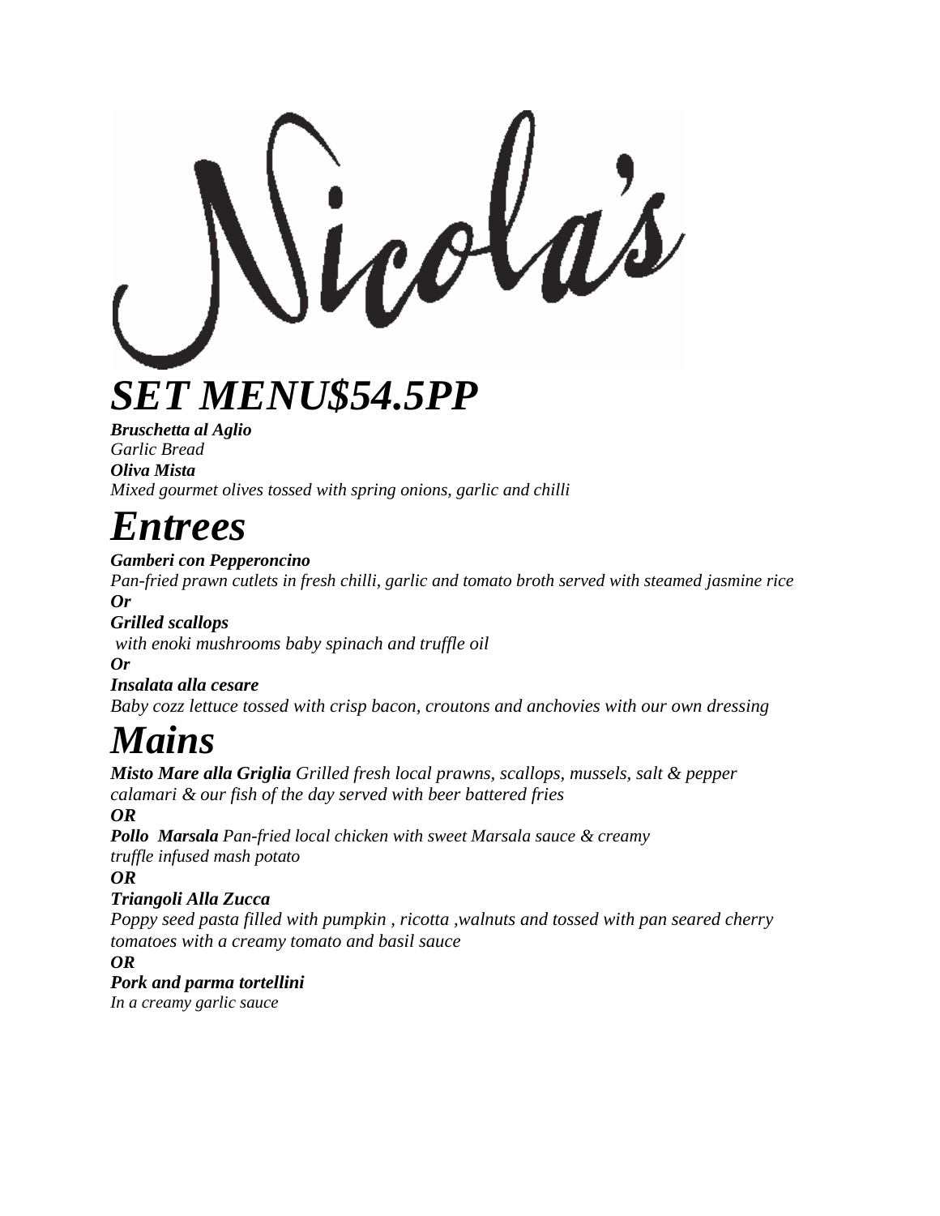# Nicola's

# *SET MENU$54.5PP*

***Bruschetta al Aglio***
*Garlic Bread*
***Oliva Mista***
*Mixed gourmet olives tossed with spring onions, garlic and chilli*

# *Entrees*

***Gamberi con Pepperoncino***
*Pan-fried prawn cutlets in fresh chilli, garlic and tomato broth served with steamed jasmine rice*
***Or***
***Grilled scallops***
*with enoki mushrooms baby spinach and truffle oil*
***Or***
***Insalata alla cesare***
*Baby cozz lettuce tossed with crisp bacon, croutons and anchovies with our own dressing*

# *Mains*

***Misto Mare alla Griglia*** *Grilled fresh local prawns, scallops, mussels, salt & pepper calamari & our fish of the day served with beer battered fries*
***OR***
***Pollo Marsala*** *Pan-fried local chicken with sweet Marsala sauce & creamy truffle infused mash potato*
***OR***
***Triangoli Alla Zucca***
*Poppy seed pasta filled with pumpkin , ricotta ,walnuts and tossed with pan seared cherry tomatoes with a creamy tomato and basil sauce*
***OR***
***Pork and parma tortellini***
*In a creamy garlic sauce*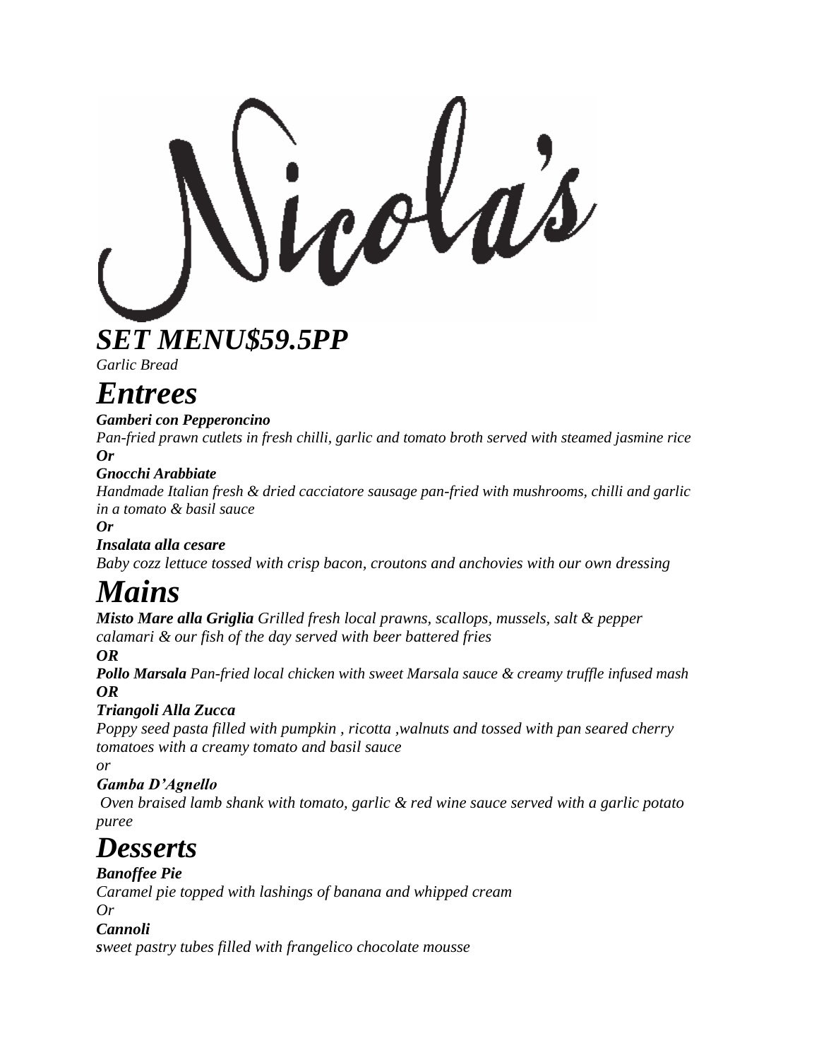# Nicola's

## *SET MENU$59.5PP*

*Garlic Bread*

## *Entrees*

***Gamberi con Pepperoncino***

*Pan-fried prawn cutlets in fresh chilli, garlic and tomato broth served with steamed jasmine rice*

***Or***

***Gnocchi Arabbiate***

*Handmade Italian fresh & dried cacciatore sausage pan-fried with mushrooms, chilli and garlic in a tomato & basil sauce*

***Or***

***Insalata alla cesare***

*Baby cozz lettuce tossed with crisp bacon, croutons and anchovies with our own dressing*

## *Mains*

***Misto Mare alla Griglia*** *Grilled fresh local prawns, scallops, mussels, salt & pepper calamari & our fish of the day served with beer battered fries*

***OR***

***Pollo Marsala*** *Pan-fried local chicken with sweet Marsala sauce & creamy truffle infused mash*

***OR***

***Triangoli Alla Zucca***

*Poppy seed pasta filled with pumpkin , ricotta ,walnuts and tossed with pan seared cherry tomatoes with a creamy tomato and basil sauce*

*or*

***Gamba D'Agnello***

*Oven braised lamb shank with tomato, garlic & red wine sauce served with a garlic potato puree*

## *Desserts*

***Banoffee Pie***

*Caramel pie topped with lashings of banana and whipped cream*

*Or*

***Cannoli***

***s****weet pastry tubes filled with frangelico chocolate mousse*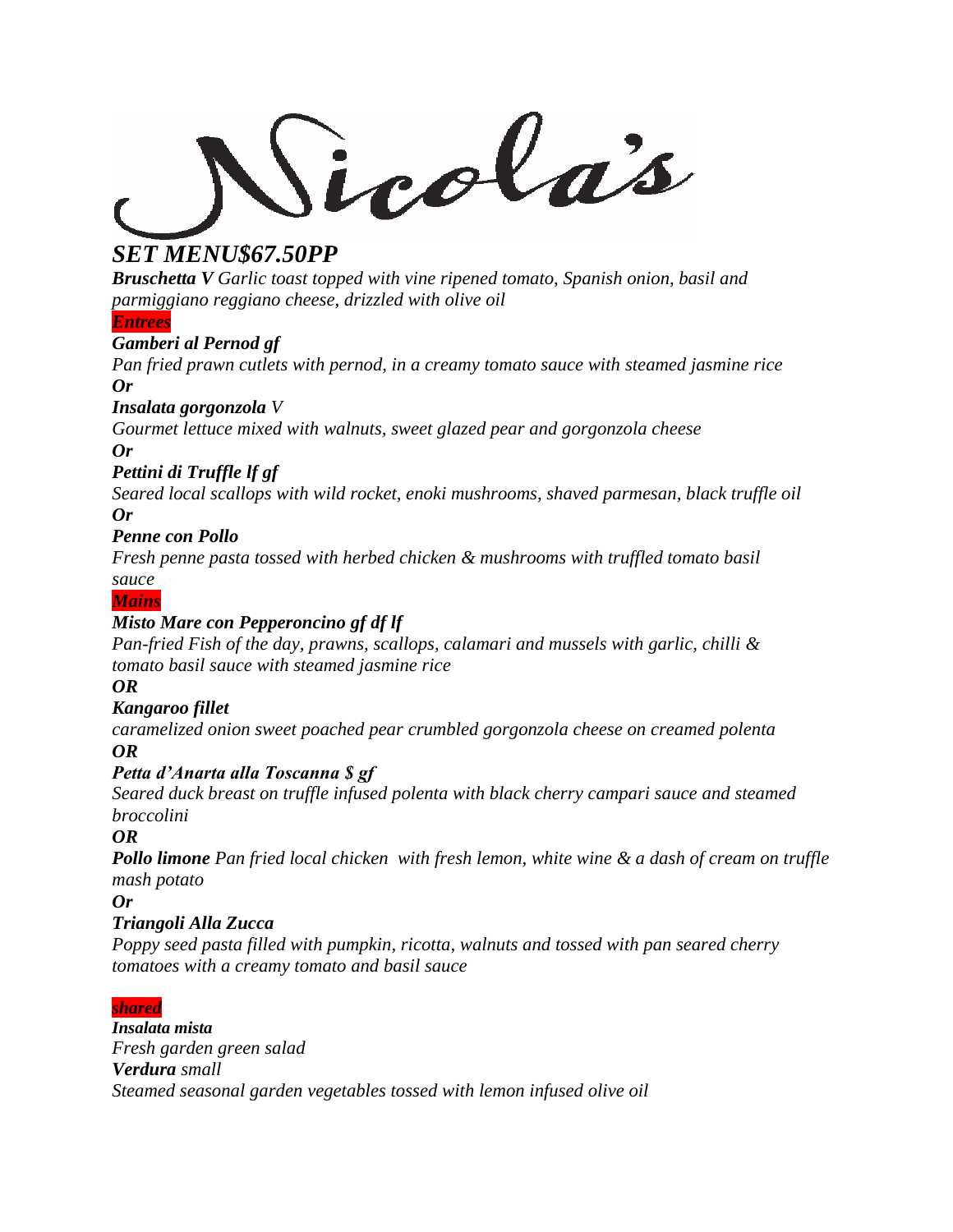# Nicola's

## *SET MENU$67.50PP*

***Bruschetta V*** *Garlic toast topped with vine ripened tomato, Spanish onion, basil and parmiggiano reggiano cheese, drizzled with olive oil*

### *Entrees*

***Gamberi al Pernod gf***
*Pan fried prawn cutlets with pernod, in a creamy tomato sauce with steamed jasmine rice*
***Or***
***Insalata gorgonzola*** *V*
*Gourmet lettuce mixed with walnuts, sweet glazed pear and gorgonzola cheese*
***Or***
***Pettini di Truffle lf gf***
*Seared local scallops with wild rocket, enoki mushrooms, shaved parmesan, black truffle oil*
***Or***
***Penne con Pollo***
*Fresh penne pasta tossed with herbed chicken & mushrooms with truffled tomato basil sauce*

### *Mains*

***Misto Mare con Pepperoncino gf df lf***
*Pan-fried Fish of the day, prawns, scallops, calamari and mussels with garlic, chilli & tomato basil sauce with steamed jasmine rice*
***OR***
***Kangaroo fillet***
*caramelized onion sweet poached pear crumbled gorgonzola cheese on creamed polenta*
***OR***
***Petta d'Anarta alla Toscanna $ gf***
*Seared duck breast on truffle infused polenta with black cherry campari sauce and steamed broccolini*
***OR***
***Pollo limone*** *Pan fried local chicken with fresh lemon, white wine & a dash of cream on truffle mash potato*
***Or***
***Triangoli Alla Zucca***
*Poppy seed pasta filled with pumpkin, ricotta, walnuts and tossed with pan seared cherry tomatoes with a creamy tomato and basil sauce*

### *shared*

***Insalata mista***
*Fresh garden green salad*
***Verdura*** *small*
*Steamed seasonal garden vegetables tossed with lemon infused olive oil*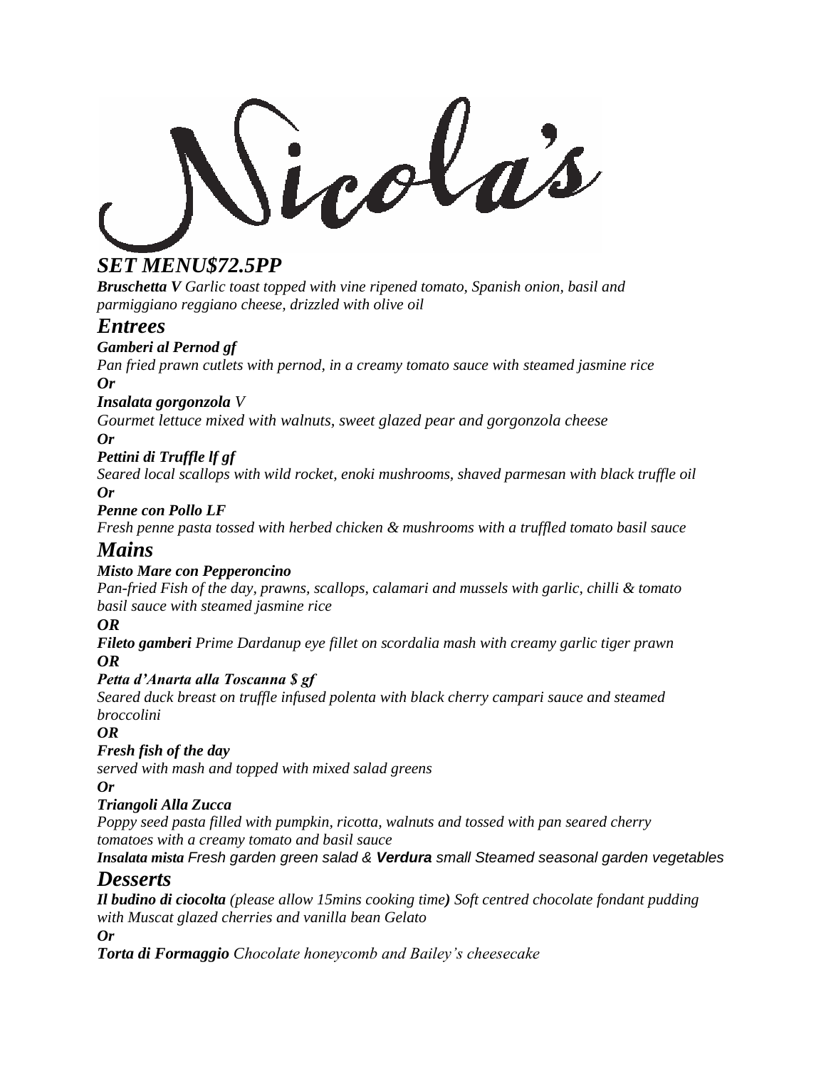# Nicola's

## *SET MENU$72.5PP*

***Bruschetta V*** *Garlic toast topped with vine ripened tomato, Spanish onion, basil and parmiggiano reggiano cheese, drizzled with olive oil*

## *Entrees*

***Gamberi al Pernod gf***

*Pan fried prawn cutlets with pernod, in a creamy tomato sauce with steamed jasmine rice*

***Or***

***Insalata gorgonzola*** *V*

*Gourmet lettuce mixed with walnuts, sweet glazed pear and gorgonzola cheese*

***Or***

***Pettini di Truffle lf gf***

*Seared local scallops with wild rocket, enoki mushrooms, shaved parmesan with black truffle oil*

***Or***

***Penne con Pollo LF***

*Fresh penne pasta tossed with herbed chicken & mushrooms with a truffled tomato basil sauce*

## *Mains*

***Misto Mare con Pepperoncino***

*Pan-fried Fish of the day, prawns, scallops, calamari and mussels with garlic, chilli & tomato basil sauce with steamed jasmine rice*

***OR***

***Fileto gamberi*** *Prime Dardanup eye fillet on scordalia mash with creamy garlic tiger prawn*

***OR***

***Petta d'Anarta alla Toscanna $ gf***

*Seared duck breast on truffle infused polenta with black cherry campari sauce and steamed broccolini*

***OR***

***Fresh fish of the day***

*served with mash and topped with mixed salad greens*

***Or***

***Triangoli Alla Zucca***

*Poppy seed pasta filled with pumpkin, ricotta, walnuts and tossed with pan seared cherry tomatoes with a creamy tomato and basil sauce*

***Insalata mista*** *Fresh garden green salad &* ***Verdura*** *small Steamed seasonal garden vegetables*

## *Desserts*

***Il budino di ciocolta*** *(please allow 15mins cooking time)* *Soft centred chocolate fondant pudding with Muscat glazed cherries and vanilla bean Gelato*

***Or***

***Torta di Formaggio*** *Chocolate honeycomb and Bailey's cheesecake*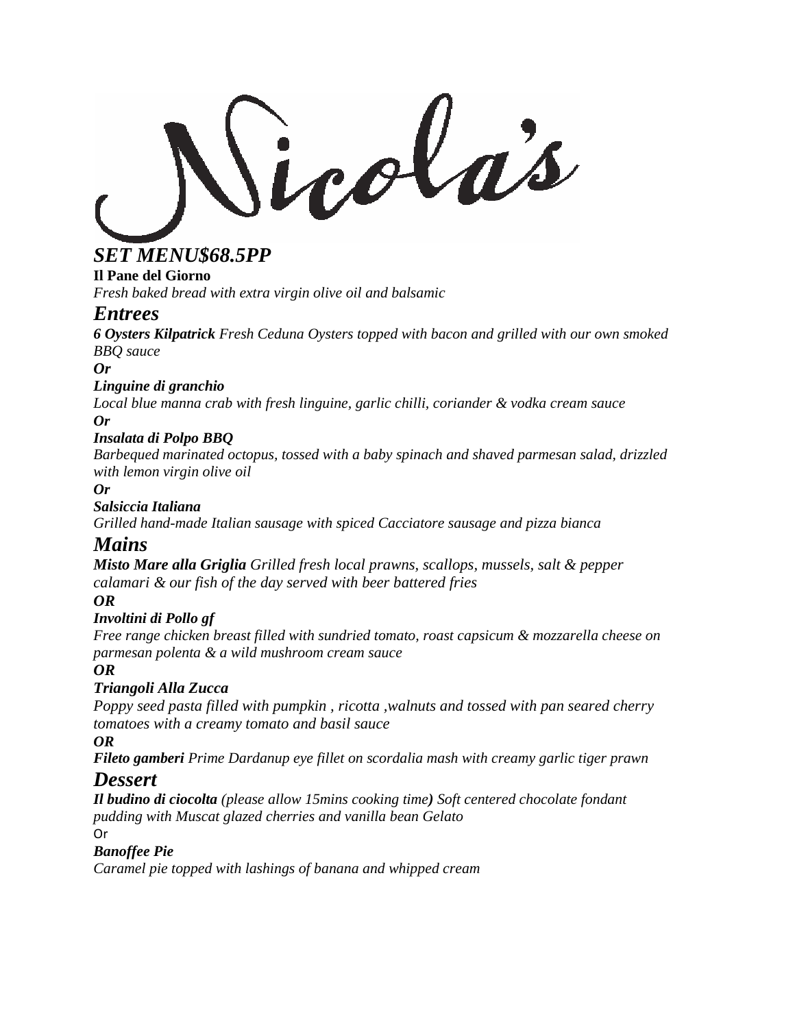# Nicola's

## *SET MENU$68.5PP*

**Il Pane del Giorno**

*Fresh baked bread with extra virgin olive oil and balsamic*

## *Entrees*

***6 Oysters Kilpatrick*** *Fresh Ceduna Oysters topped with bacon and grilled with our own smoked BBQ sauce*

***Or***

***Linguine di granchio***

*Local blue manna crab with fresh linguine, garlic chilli, coriander & vodka cream sauce*

***Or***

***Insalata di Polpo BBQ***

*Barbequed marinated octopus, tossed with a baby spinach and shaved parmesan salad, drizzled with lemon virgin olive oil*

***Or***

***Salsiccia Italiana***

*Grilled hand-made Italian sausage with spiced Cacciatore sausage and pizza bianca*

## *Mains*

***Misto Mare alla Griglia*** *Grilled fresh local prawns, scallops, mussels, salt & pepper calamari & our fish of the day served with beer battered fries*

***OR***

***Involtini di Pollo gf***

*Free range chicken breast filled with sundried tomato, roast capsicum & mozzarella cheese on parmesan polenta & a wild mushroom cream sauce*

***OR***

***Triangoli Alla Zucca***

*Poppy seed pasta filled with pumpkin , ricotta ,walnuts and tossed with pan seared cherry tomatoes with a creamy tomato and basil sauce*

***OR***

***Fileto gamberi*** *Prime Dardanup eye fillet on scordalia mash with creamy garlic tiger prawn*

## *Dessert*

***Il budino di ciocolta*** *(please allow 15mins cooking time**)** Soft centered chocolate fondant pudding with Muscat glazed cherries and vanilla bean Gelato*

Or

***Banoffee Pie***

*Caramel pie topped with lashings of banana and whipped cream*